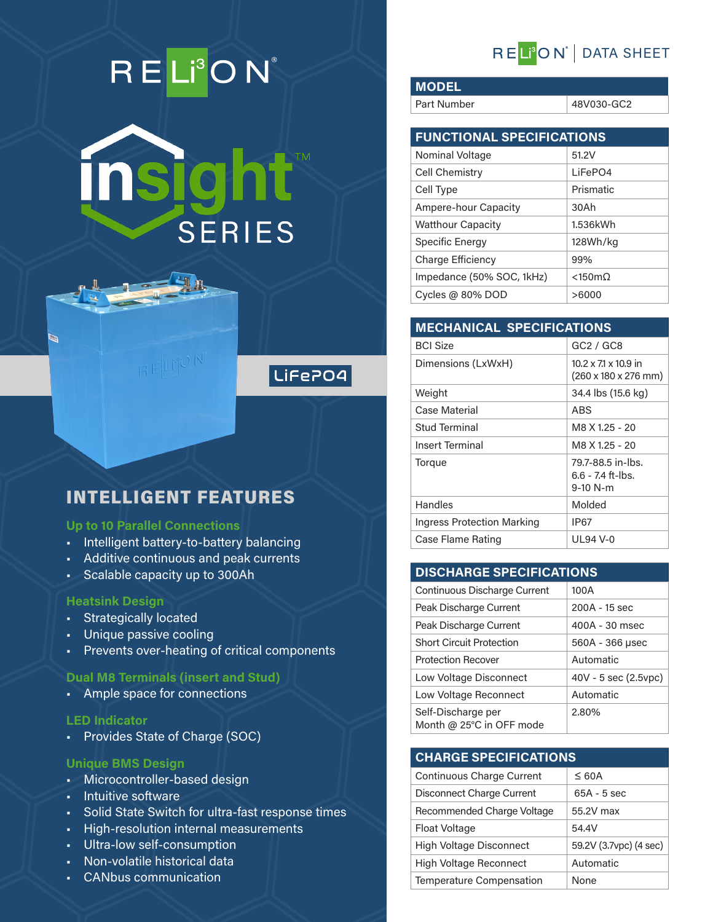# RELi3ON

# insight™ SERIES

LiFePO4

## INTELLIGENT FEATURES

### Up to 10 Parallel Connections

- Intelligent battery-to-battery balancing
- Additive continuous and peak currents
- Scalable capacity up to 300Ah

### Heatsink Design

- Strategically located
- Unique passive cooling
- Prevents over-heating of critical components

### Dual M8 Terminals (insert and Stud)

- Ample space for connections

### LED Indicator

- Provides State of Charge (SOC)

### Unique BMS Design

- Microcontroller-based design
- Intuitive software
- Solid State Switch for ultra-fast response times
- High-resolution internal measurements
- Ultra-low self-consumption
- Non-volatile historical data
- CANbus communication

## RELi3ON | DATA SHEET

| MODEL | |
|---|---|
| Part Number | 48V030-GC2 |

| FUNCTIONAL SPECIFICATIONS | |
|---|---|
| Nominal Voltage | 51.2V |
| Cell Chemistry | LiFePO4 |
| Cell Type | Prismatic |
| Ampere-hour Capacity | 30Ah |
| Watthour Capacity | 1.536kWh |
| Specific Energy | 128Wh/kg |
| Charge Efficiency | 99% |
| Impedance (50% SOC, 1kHz) | <150mΩ |
| Cycles @ 80% DOD | >6000 |

| MECHANICAL SPECIFICATIONS | |
|---|---|
| BCI Size | GC2 / GC8 |
| Dimensions (LxWxH) | 10.2 x 7.1 x 10.9 in (260 x 180 x 276 mm) |
| Weight | 34.4 lbs (15.6 kg) |
| Case Material | ABS |
| Stud Terminal | M8 X 1.25 - 20 |
| Insert Terminal | M8 X 1.25 - 20 |
| Torque | 79.7-88.5 in-lbs. 6.6 - 7.4 ft-lbs. 9-10 N-m |
| Handles | Molded |
| Ingress Protection Marking | IP67 |
| Case Flame Rating | UL94 V-0 |

| DISCHARGE SPECIFICATIONS | |
|---|---|
| Continuous Discharge Current | 100A |
| Peak Discharge Current | 200A - 15 sec |
| Peak Discharge Current | 400A - 30 msec |
| Short Circuit Protection | 560A - 366 µsec |
| Protection Recover | Automatic |
| Low Voltage Disconnect | 40V - 5 sec (2.5vpc) |
| Low Voltage Reconnect | Automatic |
| Self-Discharge per Month @ 25°C in OFF mode | 2.80% |

| CHARGE SPECIFICATIONS | |
|---|---|
| Continuous Charge Current | ≤ 60A |
| Disconnect Charge Current | 65A - 5 sec |
| Recommended Charge Voltage | 55.2V max |
| Float Voltage | 54.4V |
| High Voltage Disconnect | 59.2V (3.7vpc) (4 sec) |
| High Voltage Reconnect | Automatic |
| Temperature Compensation | None |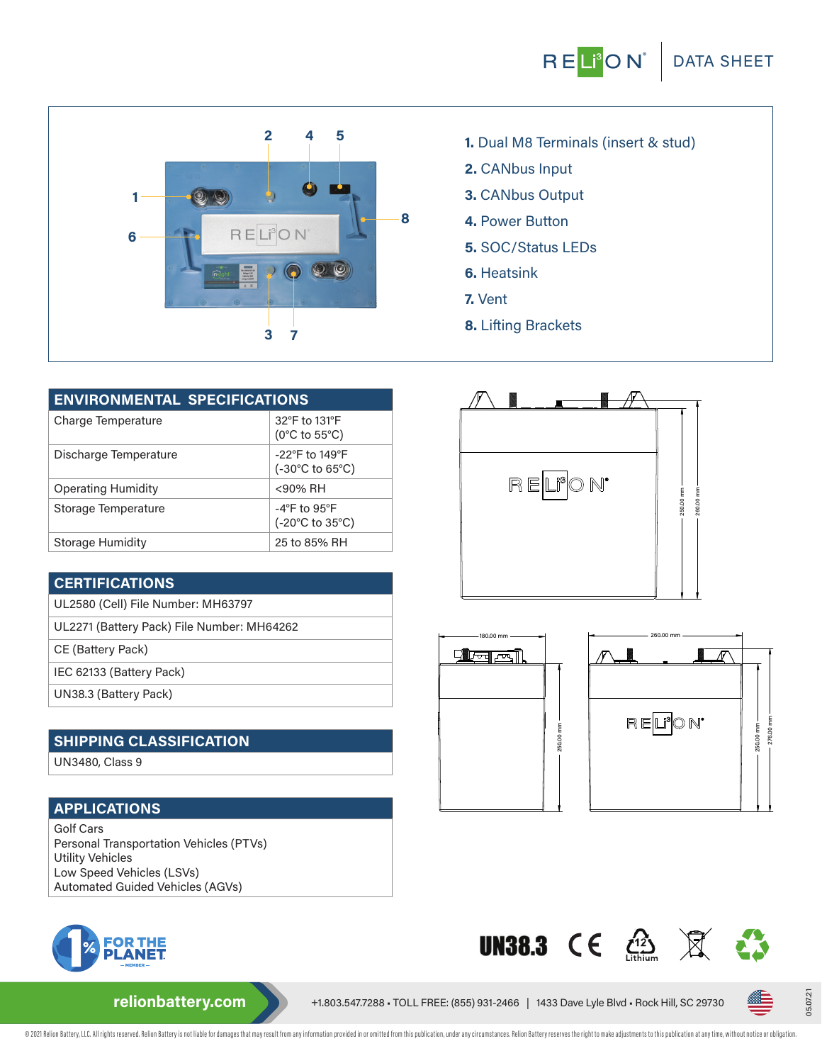DATA SHEET

2 4 5

1

6

8

3 7

1. Dual M8 Terminals (insert & stud)
2. CANbus Input
3. CANbus Output
4. Power Button
5. SOC/Status LEDs
6. Heatsink
7. Vent
8. Lifting Brackets

## ENVIRONMENTAL SPECIFICATIONS

| | |
|---|---|
| Charge Temperature | 32°F to 131°F (0°C to 55°C) |
| Discharge Temperature | -22°F to 149°F (-30°C to 65°C) |
| Operating Humidity | <90% RH |
| Storage Temperature | -4°F to 95°F (-20°C to 35°C) |
| Storage Humidity | 25 to 85% RH |

## CERTIFICATIONS

- UL2580 (Cell) File Number: MH63797
- UL2271 (Battery Pack) File Number: MH64262
- CE (Battery Pack)
- IEC 62133 (Battery Pack)
- UN38.3 (Battery Pack)

## SHIPPING CLASSIFICATION

UN3480, Class 9

## APPLICATIONS

Golf Cars
Personal Transportation Vehicles (PTVs)
Utility Vehicles
Low Speed Vehicles (LSVs)
Automated Guided Vehicles (AGVs)

250.00 mm
260.00 mm

180.00 mm
250.00 mm

260.00 mm
250.00 mm
276.00 mm

UN38.3

relionbattery.com

+1.803.547.7288 • TOLL FREE: (855) 931-2466 | 1433 Dave Lyle Blvd • Rock Hill, SC 29730

© 2021 Relion Battery, LLC. All rights reserved. Relion Battery is not liable for damages that may result from any information provided in or omitted from this publication, under any circumstances. Relion Battery reserves the right to make adjustments to this publication at any time, without notice or obligation.